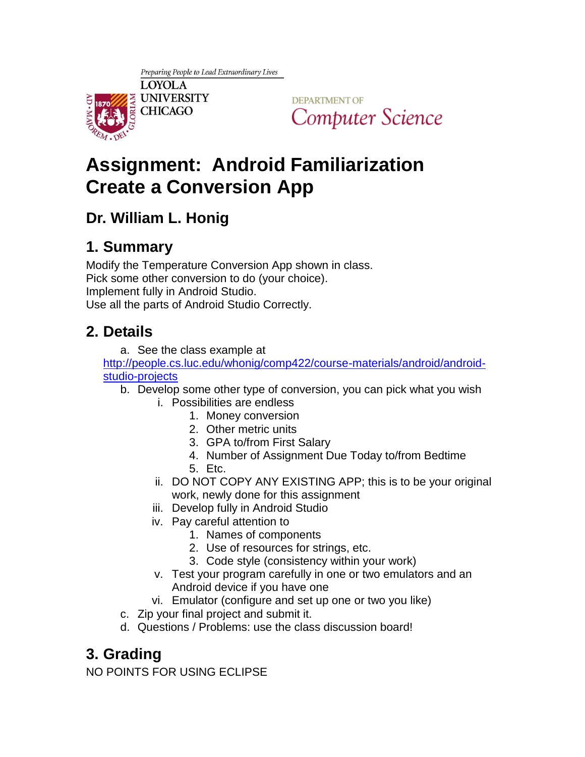Preparing People to Lead Extraordinary Lives

LOYOLA UNIVERSITY CHICAGO

DEPARTMENT OF Computer Science

# Assignment: Android Familiarization
# Create a Conversion App

## Dr. William L. Honig

## 1. Summary

Modify the Temperature Conversion App shown in class.
Pick some other conversion to do (your choice).
Implement fully in Android Studio.
Use all the parts of Android Studio Correctly.

## 2. Details

a. See the class example at [http://people.cs.luc.edu/whonig/comp422/course-materials/android/android-studio-projects](http://people.cs.luc.edu/whonig/comp422/course-materials/android/android-studio-projects)

b. Develop some other type of conversion, you can pick what you wish
   - i. Possibilities are endless
     1. Money conversion
     2. Other metric units
     3. GPA to/from First Salary
     4. Number of Assignment Due Today to/from Bedtime
     5. Etc.
   - ii. DO NOT COPY ANY EXISTING APP; this is to be your original work, newly done for this assignment
   - iii. Develop fully in Android Studio
   - iv. Pay careful attention to
     1. Names of components
     2. Use of resources for strings, etc.
     3. Code style (consistency within your work)
   - v. Test your program carefully in one or two emulators and an Android device if you have one
   - vi. Emulator (configure and set up one or two you like)

c. Zip your final project and submit it.

d. Questions / Problems: use the class discussion board!

## 3. Grading

NO POINTS FOR USING ECLIPSE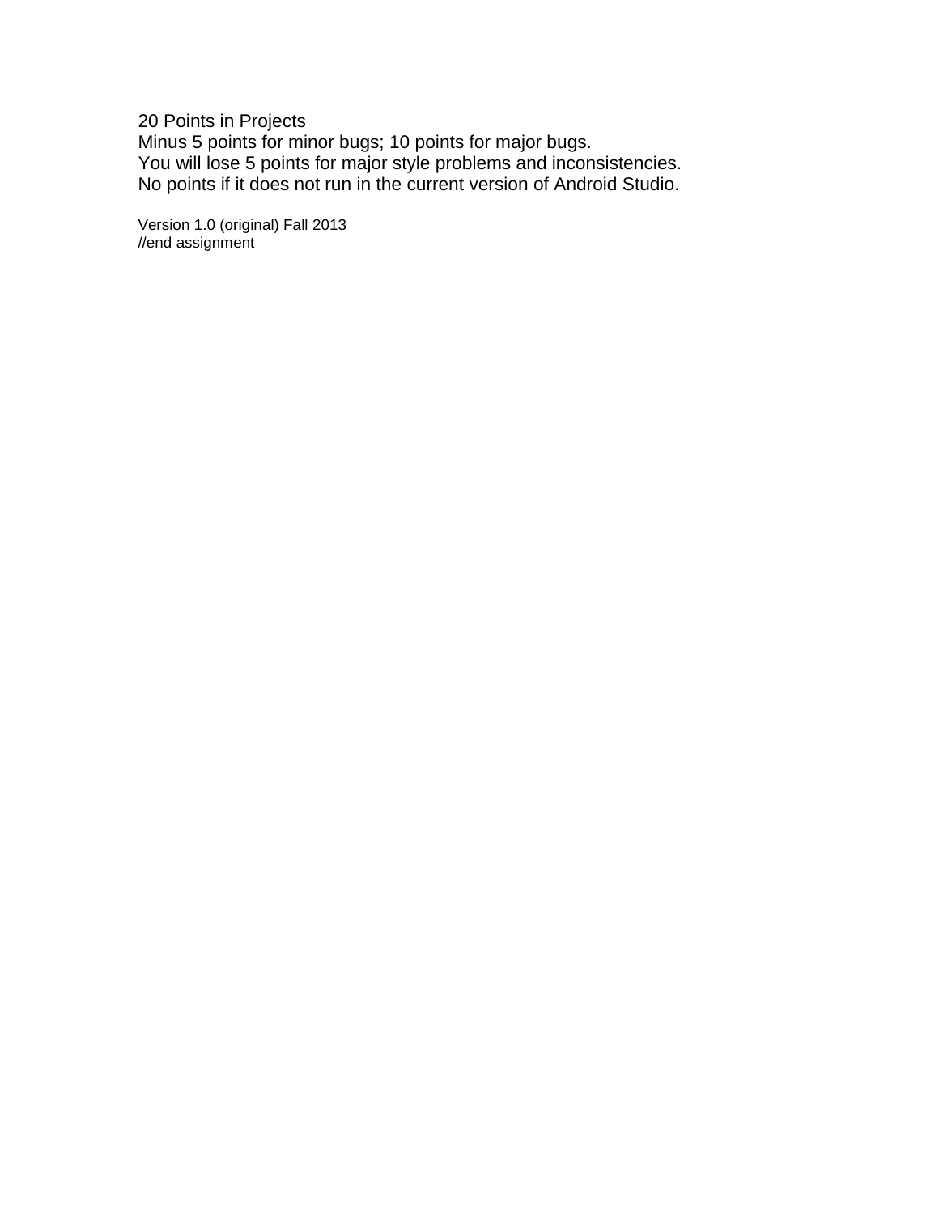20 Points in Projects
Minus 5 points for minor bugs; 10 points for major bugs.
You will lose 5 points for major style problems and inconsistencies.
No points if it does not run in the current version of Android Studio.

Version 1.0 (original) Fall 2013
//end assignment